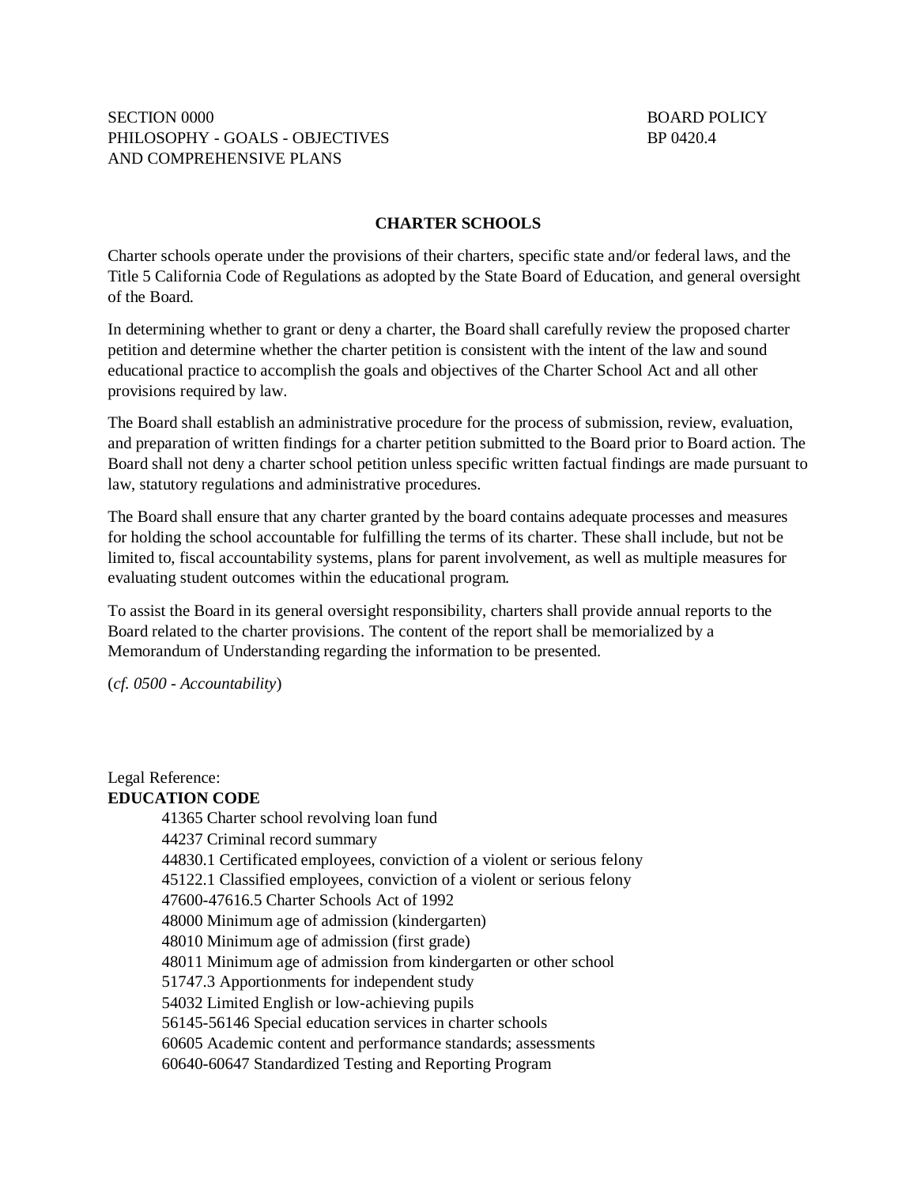SECTION 0000
PHILOSOPHY - GOALS - OBJECTIVES
AND COMPREHENSIVE PLANS

BOARD POLICY
BP 0420.4

# CHARTER SCHOOLS

Charter schools operate under the provisions of their charters, specific state and/or federal laws, and the Title 5 California Code of Regulations as adopted by the State Board of Education, and general oversight of the Board.

In determining whether to grant or deny a charter, the Board shall carefully review the proposed charter petition and determine whether the charter petition is consistent with the intent of the law and sound educational practice to accomplish the goals and objectives of the Charter School Act and all other provisions required by law.

The Board shall establish an administrative procedure for the process of submission, review, evaluation, and preparation of written findings for a charter petition submitted to the Board prior to Board action. The Board shall not deny a charter school petition unless specific written factual findings are made pursuant to law, statutory regulations and administrative procedures.

The Board shall ensure that any charter granted by the board contains adequate processes and measures for holding the school accountable for fulfilling the terms of its charter. These shall include, but not be limited to, fiscal accountability systems, plans for parent involvement, as well as multiple measures for evaluating student outcomes within the educational program.

To assist the Board in its general oversight responsibility, charters shall provide annual reports to the Board related to the charter provisions. The content of the report shall be memorialized by a Memorandum of Understanding regarding the information to be presented.

(*cf. 0500 - Accountability*)

Legal Reference:

**EDUCATION CODE**

41365 Charter school revolving loan fund
44237 Criminal record summary
44830.1 Certificated employees, conviction of a violent or serious felony
45122.1 Classified employees, conviction of a violent or serious felony
47600-47616.5 Charter Schools Act of 1992
48000 Minimum age of admission (kindergarten)
48010 Minimum age of admission (first grade)
48011 Minimum age of admission from kindergarten or other school
51747.3 Apportionments for independent study
54032 Limited English or low-achieving pupils
56145-56146 Special education services in charter schools
60605 Academic content and performance standards; assessments
60640-60647 Standardized Testing and Reporting Program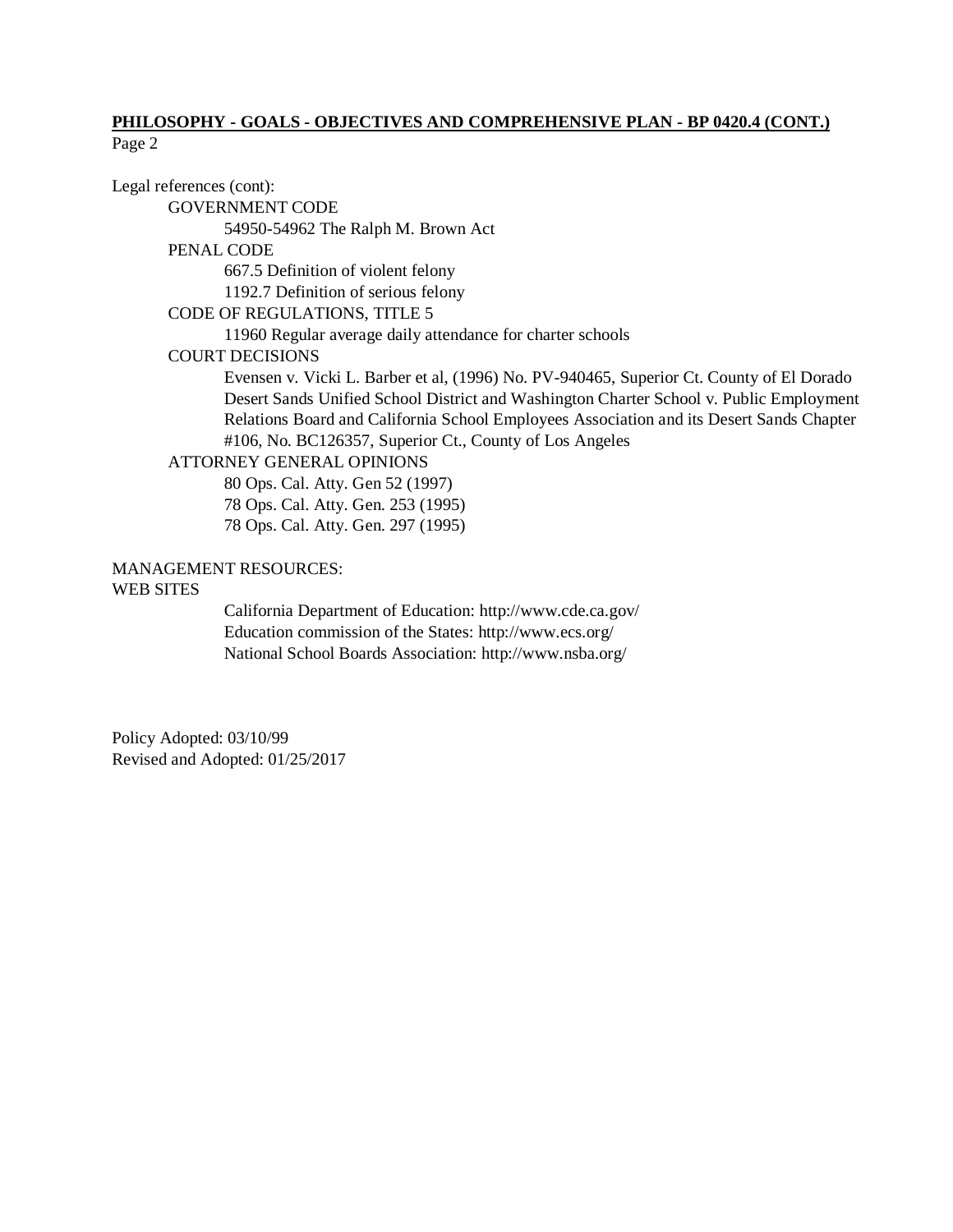**PHILOSOPHY - GOALS - OBJECTIVES AND COMPREHENSIVE PLAN - BP 0420.4 (CONT.)**

Legal references (cont):

GOVERNMENT CODE

- 54950-54962 The Ralph M. Brown Act

PENAL CODE

- 667.5 Definition of violent felony
- 1192.7 Definition of serious felony

CODE OF REGULATIONS, TITLE 5

- 11960 Regular average daily attendance for charter schools

COURT DECISIONS

- Evensen v. Vicki L. Barber et al, (1996) No. PV-940465, Superior Ct. County of El Dorado
- Desert Sands Unified School District and Washington Charter School v. Public Employment Relations Board and California School Employees Association and its Desert Sands Chapter #106, No. BC126357, Superior Ct., County of Los Angeles

ATTORNEY GENERAL OPINIONS

- 80 Ops. Cal. Atty. Gen 52 (1997)
- 78 Ops. Cal. Atty. Gen. 253 (1995)
- 78 Ops. Cal. Atty. Gen. 297 (1995)

MANAGEMENT RESOURCES:

WEB SITES

- California Department of Education: http://www.cde.ca.gov/
- Education commission of the States: http://www.ecs.org/
- National School Boards Association: http://www.nsba.org/

Policy Adopted: 03/10/99

Revised and Adopted: 01/25/2017